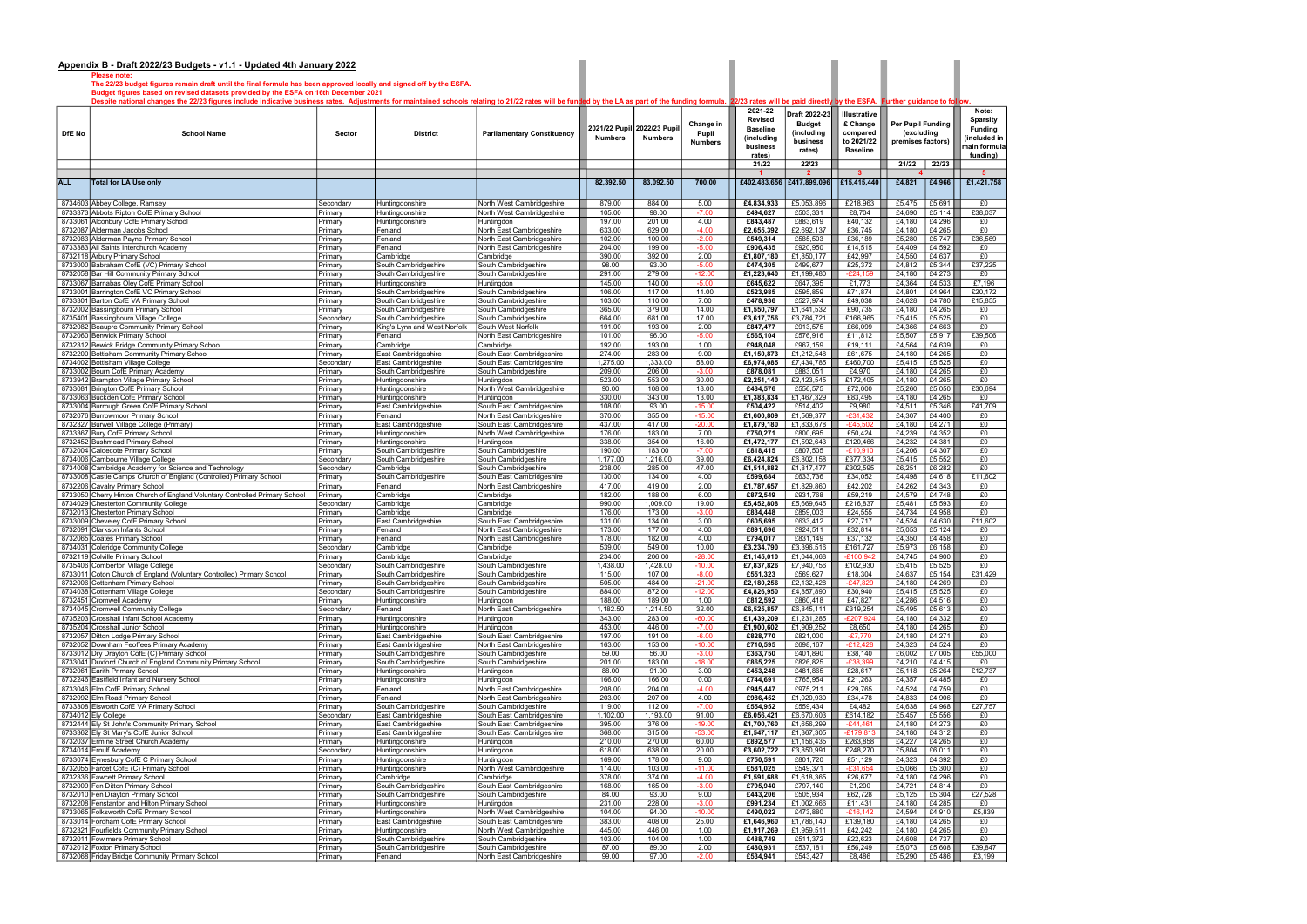## Appendix B - Draft 2022/23 Budgets - v1.1 - Updated 4th January 2022

**Please note:**

**The 22/23 budget figures remain draft until the final formula has been approved locally and signed off by the ESFA.**

**Budget figures based on revised datasets provided by the ESFA on 16th December 2021**

Despite national changes the 22/23 figures include indicative business rates. Adjustments for maintained schools relating to 21/22 rates will be funded by the LA as part of the funding formula. 22/23 rates will be paid directly by the ESFA. Further guidance to follow.

| DfE No | School Name | Sector | District | Parliamentary Constituency | 2021/22 Pupil Numbers | 2022/23 Pupil Numbers | Change in Pupil Numbers | 2021-22 Revised Baseline (including business rates) | Draft 2022-23 Budget (including business rates) | Illustrative £ Change compared to 2021/22 Baseline | Per Pupil Funding (excluding premises factors) | | Note: Sparsity Funding (included in main formula funding) |
|---|---|---|---|---|---|---|---|---|---|---|---|---|---|
| | | | | | | | | 21/22 | 22/23 | | 21/22 | 22/23 | |
| | | | | | | | | 1 | 2 | 3 | 4 | | 5 |
| ALL | Total for LA Use only | | | | 82,392.50 | 83,092.50 | 700.00 | £402,483,656 | £417,899,096 | £15,415,440 | £4,821 | £4,966 | £1,421,758 |
| 8734603 | Abbey College, Ramsey | Secondary | Huntingdonshire | North West Cambridgeshire | 879.00 | 884.00 | 5.00 | £4,834,933 | £5,053,896 | £218,963 | £5,475 | £5,691 | £0 |
| 8733373 | Abbots Ripton CofE Primary School | Primary | Huntingdonshire | North West Cambridgeshire | 105.00 | 98.00 | -7.00 | £494,627 | £503,331 | £8,704 | £4,690 | £5,114 | £38,037 |
| 8733061 | Alconbury CofE Primary School | Primary | Huntingdonshire | Huntingdon | 197.00 | 201.00 | 4.00 | £843,487 | £883,619 | £40,132 | £4,180 | £4,296 | £0 |
| 8732087 | Alderman Jacobs School | Primary | Fenland | North East Cambridgeshire | 633.00 | 629.00 | -4.00 | £2,655,392 | £2,692,137 | £36,745 | £4,180 | £4,265 | £0 |
| 8732083 | Alderman Payne Primary School | Primary | Fenland | North East Cambridgeshire | 102.00 | 100.00 | -2.00 | £549,314 | £585,503 | £36,189 | £5,280 | £5,747 | £36,569 |
| 8733383 | All Saints Interchurch Academy | Primary | Fenland | North East Cambridgeshire | 204.00 | 199.00 | -5.00 | £906,435 | £920,950 | £14,515 | £4,409 | £4,592 | £0 |
| 8732118 | Arbury Primary School | Primary | Cambridge | Cambridge | 390.00 | 392.00 | 2.00 | £1,807,180 | £1,850,177 | £42,997 | £4,550 | £4,637 | £0 |
| 8733000 | Babraham CofE (VC) Primary School | Primary | South Cambridgeshire | South Cambridgeshire | 98.00 | 93.00 | -5.00 | £474,305 | £499,677 | £25,372 | £4,812 | £5,344 | £37,225 |
| 8732058 | Bar Hill Community Primary School | Primary | South Cambridgeshire | South Cambridgeshire | 291.00 | 279.00 | -12.00 | £1,223,640 | £1,199,480 | -£24,159 | £4,180 | £4,273 | £0 |
| 8733067 | Barnabas Oley CofE Primary School | Primary | Huntingdonshire | Huntingdon | 145.00 | 140.00 | -5.00 | £645,622 | £647,395 | £1,773 | £4,364 | £4,533 | £7,196 |
| 8733001 | Barrington CofE VC Primary School | Primary | South Cambridgeshire | South Cambridgeshire | 106.00 | 117.00 | 11.00 | £523,985 | £595,859 | £71,874 | £4,801 | £4,964 | £20,172 |
| 8733301 | Barton CofE VA Primary School | Primary | South Cambridgeshire | South Cambridgeshire | 103.00 | 110.00 | 7.00 | £478,936 | £527,974 | £49,038 | £4,628 | £4,780 | £15,855 |
| 8732002 | Bassingbourn Primary School | Primary | South Cambridgeshire | South Cambridgeshire | 365.00 | 379.00 | 14.00 | £1,550,797 | £1,641,532 | £90,735 | £4,180 | £4,265 | £0 |
| 8735401 | Bassingbourn Village College | Secondary | South Cambridgeshire | South Cambridgeshire | 664.00 | 681.00 | 17.00 | £3,617,756 | £3,784,721 | £166,965 | £5,415 | £5,525 | £0 |
| 8732082 | Beaupre Community Primary School | Primary | King's Lynn and West Norfolk | South West Norfolk | 191.00 | 193.00 | 2.00 | £847,477 | £913,575 | £66,099 | £4,366 | £4,663 | £0 |
| 8732060 | Benwick Primary School | Primary | Fenland | North East Cambridgeshire | 101.00 | 96.00 | -5.00 | £565,104 | £576,916 | £11,812 | £5,507 | £5,917 | £39,506 |
| 8732312 | Bewick Bridge Community Primary School | Primary | Cambridge | Cambridge | 192.00 | 193.00 | 1.00 | £948,048 | £967,159 | £19,111 | £4,564 | £4,639 | £0 |
| 8732200 | Bottisham Community Primary School | Primary | East Cambridgeshire | South East Cambridgeshire | 274.00 | 283.00 | 9.00 | £1,150,873 | £1,212,548 | £61,675 | £4,180 | £4,265 | £0 |
| 8734002 | Bottisham Village College | Secondary | East Cambridgeshire | South East Cambridgeshire | 1,275.00 | 1,333.00 | 58.00 | £6,974,085 | £7,434,785 | £460,700 | £5,415 | £5,525 | £0 |
| 8733002 | Bourn CofE Primary Academy | Primary | South Cambridgeshire | South Cambridgeshire | 209.00 | 206.00 | -3.00 | £878,081 | £883,051 | £4,970 | £4,180 | £4,265 | £0 |
| 8733942 | Brampton Village Primary School | Primary | Huntingdonshire | Huntingdon | 523.00 | 553.00 | 30.00 | £2,251,140 | £2,423,545 | £172,405 | £4,180 | £4,265 | £0 |
| 8733081 | Brington CofE Primary School | Primary | Huntingdonshire | North West Cambridgeshire | 90.00 | 108.00 | 18.00 | £484,576 | £556,575 | £72,000 | £5,260 | £5,050 | £30,894 |
| 8733063 | Buckden CofE Primary School | Primary | Huntingdonshire | Huntingdon | 330.00 | 343.00 | 13.00 | £1,383,834 | £1,467,329 | £83,495 | £4,180 | £4,265 | £0 |
| 8733004 | Burrough Green CofE Primary School | Primary | East Cambridgeshire | South East Cambridgeshire | 108.00 | 93.00 | -15.00 | £504,422 | £514,402 | £9,980 | £4,511 | £5,346 | £41,709 |
| 8732076 | Burrowmoor Primary School | Primary | Fenland | North East Cambridgeshire | 370.00 | 355.00 | -15.00 | £1,600,809 | £1,569,377 | -£31,432 | £4,307 | £4,400 | £0 |
| 8732327 | Burwell Village College (Primary) | Primary | East Cambridgeshire | South East Cambridgeshire | 437.00 | 417.00 | -20.00 | £1,879,180 | £1,833,678 | -£45,502 | £4,180 | £4,271 | £0 |
| 8733367 | Bury CofE Primary School | Primary | Huntingdonshire | North West Cambridgeshire | 176.00 | 183.00 | 7.00 | £750,271 | £800,695 | £50,424 | £4,239 | £4,352 | £0 |
| 8732452 | Bushmead Primary School | Primary | Huntingdonshire | Huntingdon | 338.00 | 354.00 | 16.00 | £1,472,177 | £1,592,643 | £120,466 | £4,232 | £4,381 | £0 |
| 8732004 | Caldecote Primary School | Primary | South Cambridgeshire | South Cambridgeshire | 190.00 | 183.00 | -7.00 | £818,415 | £807,505 | -£10,910 | £4,206 | £4,307 | £0 |
| 8734006 | Cambourne Village College | Secondary | South Cambridgeshire | South Cambridgeshire | 1,177.00 | 1,216.00 | 39.00 | £6,424,824 | £6,802,158 | £377,334 | £5,415 | £5,552 | £0 |
| 8734008 | Cambridge Academy for Science and Technology | Secondary | Cambridge | Cambridge | 238.00 | 285.00 | 47.00 | £1,514,882 | £1,817,477 | £302,595 | £6,251 | £6,282 | £0 |
| 8733008 | Castle Camps Church of England (Controlled) Primary School | Primary | South Cambridgeshire | South East Cambridgeshire | 130.00 | 134.00 | 4.00 | £599,684 | £633,736 | £34,052 | £4,498 | £4,618 | £11,602 |
| 8732206 | Cavalry Primary School | Primary | Fenland | North East Cambridgeshire | 417.00 | 419.00 | 2.00 | £1,787,657 | £1,829,860 | £42,202 | £4,262 | £4,343 | £0 |
| 8733050 | Cherry Hinton Church of England Voluntary Controlled Primary School | Primary | Cambridge | Cambridge | 182.00 | 188.00 | 6.00 | £872,549 | £931,768 | £59,219 | £4,579 | £4,748 | £0 |
| 8734029 | Chesterton Community College | Secondary | Cambridge | Cambridge | 990.00 | 1,009.00 | 19.00 | £5,452,808 | £5,669,645 | £216,837 | £5,481 | £5,593 | £0 |
| 8732013 | Chesterton Primary School | Primary | Cambridge | Cambridge | 176.00 | 173.00 | -3.00 | £834,448 | £859,003 | £24,555 | £4,734 | £4,958 | £0 |
| 8733009 | Cheveley CofE Primary School | Primary | East Cambridgeshire | South East Cambridgeshire | 131.00 | 134.00 | 3.00 | £605,695 | £633,412 | £27,717 | £4,524 | £4,630 | £11,602 |
| 8732091 | Clarkson Infants School | Primary | Fenland | North East Cambridgeshire | 173.00 | 177.00 | 4.00 | £891,696 | £924,511 | £32,814 | £5,053 | £5,124 | £0 |
| 8732065 | Coates Primary School | Primary | Fenland | North East Cambridgeshire | 178.00 | 182.00 | 4.00 | £794,017 | £831,149 | £37,132 | £4,350 | £4,458 | £0 |
| 8734031 | Coleridge Community College | Secondary | Cambridge | Cambridge | 539.00 | 549.00 | 10.00 | £3,234,790 | £3,396,516 | £161,727 | £5,973 | £6,158 | £0 |
| 8732119 | Colville Primary School | Primary | Cambridge | Cambridge | 234.00 | 206.00 | -28.00 | £1,145,010 | £1,044,068 | -£100,942 | £4,745 | £4,900 | £0 |
| 8735406 | Comberton Village College | Secondary | South Cambridgeshire | South Cambridgeshire | 1,438.00 | 1,428.00 | -10.00 | £7,837,826 | £7,940,756 | £102,930 | £5,415 | £5,525 | £0 |
| 8733011 | Coton Church of England (Voluntary Controlled) Primary School | Primary | South Cambridgeshire | South Cambridgeshire | 115.00 | 107.00 | -8.00 | £551,323 | £569,627 | £18,304 | £4,637 | £5,154 | £31,429 |
| 8732006 | Cottenham Primary School | Primary | South Cambridgeshire | South Cambridgeshire | 505.00 | 484.00 | -21.00 | £2,180,256 | £2,132,428 | -£47,829 | £4,180 | £4,269 | £0 |
| 8734038 | Cottenham Village College | Secondary | South Cambridgeshire | South Cambridgeshire | 884.00 | 872.00 | -12.00 | £4,826,950 | £4,857,890 | £30,940 | £5,415 | £5,525 | £0 |
| 8732451 | Cromwell Academy | Primary | Huntingdonshire | Huntingdon | 188.00 | 189.00 | 1.00 | £812,592 | £860,418 | £47,827 | £4,286 | £4,516 | £0 |
| 8734045 | Cromwell Community College | Secondary | Fenland | North East Cambridgeshire | 1,182.50 | 1,214.50 | 32.00 | £6,525,857 | £6,845,111 | £319,254 | £5,495 | £5,613 | £0 |
| 8735203 | Crosshall Infant School Academy | Primary | Huntingdonshire | Huntingdon | 343.00 | 283.00 | -60.00 | £1,439,209 | £1,231,285 | -£207,924 | £4,180 | £4,332 | £0 |
| 8735204 | Crosshall Junior School | Primary | Huntingdonshire | Huntingdon | 453.00 | 446.00 | -7.00 | £1,900,602 | £1,909,252 | £8,650 | £4,180 | £4,265 | £0 |
| 8732057 | Ditton Lodge Primary School | Primary | East Cambridgeshire | South East Cambridgeshire | 197.00 | 191.00 | -6.00 | £828,770 | £821,000 | -£7,770 | £4,180 | £4,271 | £0 |
| 8732052 | Downham Feoffees Primary Academy | Primary | East Cambridgeshire | North East Cambridgeshire | 163.00 | 153.00 | -10.00 | £710,595 | £698,167 | -£12,428 | £4,323 | £4,524 | £0 |
| 8733012 | Dry Drayton CofE (C) Primary School | Primary | South Cambridgeshire | South Cambridgeshire | 59.00 | 56.00 | -3.00 | £363,750 | £401,890 | £38,140 | £6,002 | £7,005 | £55,000 |
| 8733041 | Duxford Church of England Community Primary School | Primary | South Cambridgeshire | South Cambridgeshire | 201.00 | 183.00 | -18.00 | £865,225 | £826,825 | -£38,399 | £4,210 | £4,415 | £0 |
| 8732061 | Earith Primary School | Primary | Huntingdonshire | Huntingdon | 88.00 | 91.00 | 3.00 | £453,248 | £481,865 | £28,617 | £5,118 | £5,264 | £12,737 |
| 8732246 | Eastfield Infant and Nursery School | Primary | Huntingdonshire | Huntingdon | 166.00 | 166.00 | 0.00 | £744,691 | £765,954 | £21,263 | £4,357 | £4,485 | £0 |
| 8733046 | Elm CofE Primary School | Primary | Fenland | North East Cambridgeshire | 208.00 | 204.00 | -4.00 | £945,447 | £975,211 | £29,765 | £4,524 | £4,759 | £0 |
| 8732092 | Elm Road Primary School | Primary | Fenland | North East Cambridgeshire | 203.00 | 207.00 | 4.00 | £986,452 | £1,020,930 | £34,478 | £4,833 | £4,906 | £0 |
| 8733308 | Elsworth CofE VA Primary School | Primary | South Cambridgeshire | South Cambridgeshire | 119.00 | 112.00 | -7.00 | £554,952 | £559,434 | £4,482 | £4,638 | £4,968 | £27,757 |
| 8734012 | Ely College | Secondary | East Cambridgeshire | South East Cambridgeshire | 1,102.00 | 1,193.00 | 91.00 | £6,056,421 | £6,670,603 | £614,182 | £5,457 | £5,556 | £0 |
| 8732444 | Ely St John's Community Primary School | Primary | East Cambridgeshire | South East Cambridgeshire | 395.00 | 376.00 | -19.00 | £1,700,760 | £1,656,299 | -£44,461 | £4,180 | £4,273 | £0 |
| 8733362 | Ely St Mary's CofE Junior School | Primary | East Cambridgeshire | South East Cambridgeshire | 368.00 | 315.00 | -53.00 | £1,547,117 | £1,367,305 | -£179,813 | £4,180 | £4,312 | £0 |
| 8732037 | Ermine Street Church Academy | Primary | Huntingdonshire | Huntingdon | 210.00 | 270.00 | 60.00 | £892,577 | £1,156,435 | £263,858 | £4,227 | £4,265 | £0 |
| 8734014 | Ernulf Academy | Secondary | Huntingdonshire | Huntingdon | 618.00 | 638.00 | 20.00 | £3,602,722 | £3,850,991 | £248,270 | £5,804 | £6,011 | £0 |
| 8733074 | Eynesbury CofE C Primary School | Primary | Huntingdonshire | Huntingdon | 169.00 | 178.00 | 9.00 | £750,591 | £801,720 | £51,129 | £4,323 | £4,392 | £0 |
| 8732055 | Farcet CofE (C) Primary School | Primary | Huntingdonshire | North West Cambridgeshire | 114.00 | 103.00 | -11.00 | £581,025 | £549,371 | -£31,654 | £5,066 | £5,300 | £0 |
| 8732336 | Fawcett Primary School | Primary | Cambridge | Cambridge | 378.00 | 374.00 | -4.00 | £1,591,688 | £1,618,365 | £26,677 | £4,180 | £4,296 | £0 |
| 8732009 | Fen Ditton Primary School | Primary | South Cambridgeshire | South Cambridgeshire | 168.00 | 165.00 | -3.00 | £795,940 | £797,140 | £1,200 | £4,721 | £4,814 | £0 |
| 8732010 | Fen Drayton Primary School | Primary | South Cambridgeshire | South Cambridgeshire | 84.00 | 93.00 | 9.00 | £443,206 | £505,934 | £62,728 | £5,125 | £5,304 | £27,528 |
| 8732208 | Fenstanton and Hilton Primary School | Primary | Huntingdonshire | Huntingdon | 231.00 | 228.00 | -3.00 | £991,234 | £1,002,666 | £11,431 | £4,180 | £4,285 | £0 |
| 8733065 | Folksworth CofE Primary School | Primary | Huntingdonshire | North West Cambridgeshire | 104.00 | 94.00 | -10.00 | £490,022 | £473,880 | -£16,142 | £4,594 | £4,910 | £5,839 |
| 8733014 | Fordham CofE Primary School | Primary | East Cambridgeshire | South East Cambridgeshire | 383.00 | 408.00 | 25.00 | £1,646,960 | £1,786,140 | £139,180 | £4,180 | £4,265 | £0 |
| 8732321 | Fourfields Community Primary School | Primary | Huntingdonshire | North West Cambridgeshire | 445.00 | 446.00 | 1.00 | £1,917,269 | £1,959,511 | £42,242 | £4,180 | £4,265 | £0 |
| 8732011 | Fowlmere Primary School | Primary | South Cambridgeshire | South Cambridgeshire | 103.00 | 104.00 | 1.00 | £488,749 | £511,372 | £22,623 | £4,608 | £4,737 | £0 |
| 8732012 | Foxton Primary School | Primary | South Cambridgeshire | South Cambridgeshire | 87.00 | 89.00 | 2.00 | £480,931 | £537,181 | £56,249 | £5,073 | £5,608 | £39,847 |
| 8732068 | Friday Bridge Community Primary School | Primary | Fenland | North East Cambridgeshire | 99.00 | 97.00 | -2.00 | £534,941 | £543,427 | £8,486 | £5,290 | £5,486 | £3,199 |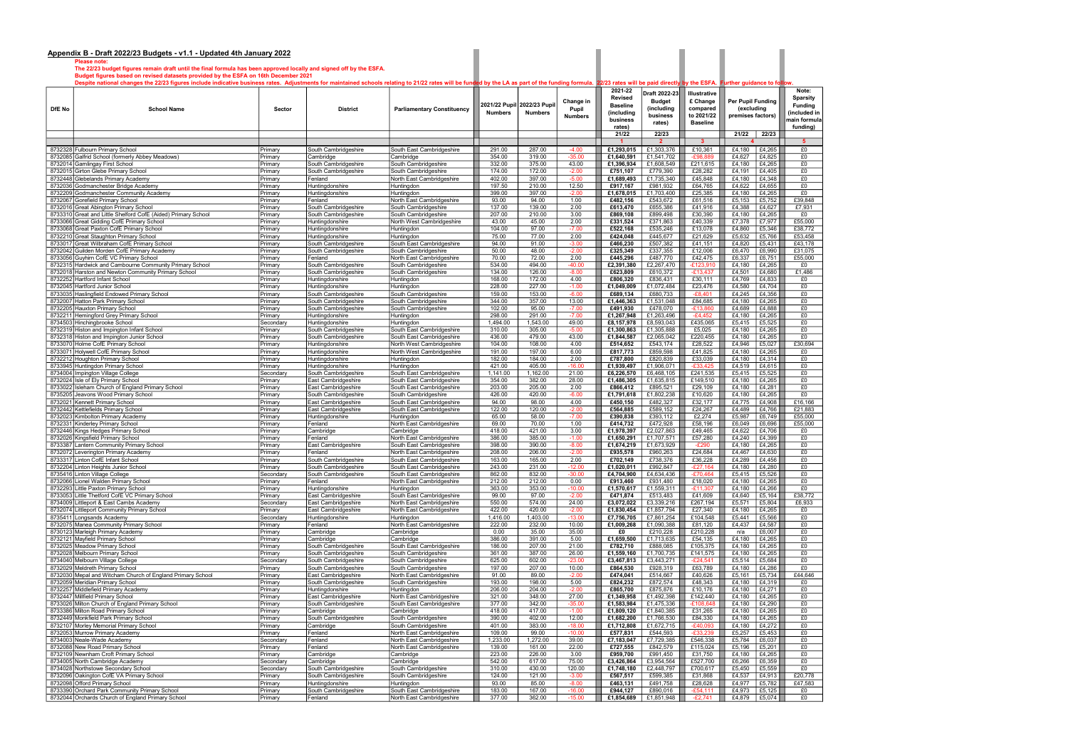## Appendix B - Draft 2022/23 Budgets - v1.1 - Updated 4th January 2022

**Please note:**

**The 22/23 budget figures remain draft until the final formula has been approved locally and signed off by the ESFA.**

**Budget figures based on revised datasets provided by the ESFA on 16th December 2021**

**Despite national changes the 22/23 figures include indicative business rates. Adjustments for maintained schools relating to 21/22 rates will be funded by the LA as part of the funding formula. 22/23 rates will be paid directly by the ESFA. Further guidance to follow.**

| DfE No | School Name | Sector | District | Parliamentary Constituency | 2021/22 Pupil Numbers | 2022/23 Pupil Numbers | Change in Pupil Numbers | 2021-22 Revised Baseline (including business rates) | Draft 2022-23 Budget (including business rates) | Illustrative £ Change compared to 2021/22 Baseline | Per Pupil Funding (excluding premises factors) | | Note: Sparsity Funding (included in main formula funding) |
|---|---|---|---|---|---|---|---|---|---|---|---|---|---|
| | | | | | | | | 21/22 | 22/23 | | 21/22 | 22/23 | |
| | | | | | | | | 1 | 2 | 3 | 4 | | 5 |
| 8732328 | Fulbourn Primary School | Primary | South Cambridgeshire | South East Cambridgeshire | 291.00 | 287.00 | -4.00 | £1,293,015 | £1,303,376 | £10,361 | £4,180 | £4,265 | £0 |
| 8732085 | Galfrid School (formerly Abbey Meadows) | Primary | Cambridge | Cambridge | 354.00 | 319.00 | -35.00 | £1,640,591 | £1,541,702 | -£98,889 | £4,627 | £4,825 | £0 |
| 8732014 | Gamlingay First School | Primary | South Cambridgeshire | South Cambridgeshire | 332.00 | 375.00 | 43.00 | £1,396,934 | £1,608,549 | £211,615 | £4,180 | £4,265 | £0 |
| 8732015 | Girton Glebe Primary School | Primary | South Cambridgeshire | South Cambridgeshire | 174.00 | 172.00 | -2.00 | £751,107 | £779,390 | £28,282 | £4,191 | £4,405 | £0 |
| 8732448 | Glebelands Primary Academy | Primary | Fenland | North East Cambridgeshire | 402.00 | 397.00 | -5.00 | £1,689,493 | £1,735,340 | £45,848 | £4,180 | £4,348 | £0 |
| 8732036 | Godmanchester Bridge Academy | Primary | Huntingdonshire | Huntingdon | 197.50 | 210.00 | 12.50 | £917,167 | £981,932 | £64,765 | £4,622 | £4,655 | £0 |
| 8732209 | Godmanchester Community Academy | Primary | Huntingdonshire | Huntingdon | 399.00 | 397.00 | -2.00 | £1,678,015 | £1,703,400 | £25,385 | £4,180 | £4,265 | £0 |
| 8732067 | Gorefield Primary School | Primary | Fenland | North East Cambridgeshire | 93.00 | 94.00 | 1.00 | £482,156 | £543,672 | £61,516 | £5,153 | £5,752 | £39,848 |
| 8732016 | Great Abington Primary School | Primary | South Cambridgeshire | South Cambridgeshire | 137.00 | 139.00 | 2.00 | £613,470 | £655,386 | £41,916 | £4,388 | £4,627 | £7,931 |
| 8733310 | Great and Little Shelford CofE (Aided) Primary School | Primary | South Cambridgeshire | South Cambridgeshire | 207.00 | 210.00 | 3.00 | £869,108 | £899,498 | £30,390 | £4,180 | £4,265 | £0 |
| 8733066 | Great Gidding CofE Primary School | Primary | Huntingdonshire | North West Cambridgeshire | 43.00 | 45.00 | 2.00 | £331,524 | £371,863 | £40,339 | £7,378 | £7,977 | £55,000 |
| 8733068 | Great Paxton CofE Primary School | Primary | Huntingdonshire | Huntingdon | 104.00 | 97.00 | -7.00 | £522,168 | £535,246 | £13,078 | £4,860 | £5,346 | £38,772 |
| 8732210 | Great Staughton Primary School | Primary | Huntingdonshire | Huntingdon | 75.00 | 77.00 | 2.00 | £424,048 | £445,677 | £21,629 | £5,632 | £5,766 | £53,458 |
| 8733017 | Great Wilbraham CofE Primary School | Primary | South Cambridgeshire | South East Cambridgeshire | 94.00 | 91.00 | -3.00 | £466,230 | £507,382 | £41,151 | £4,820 | £5,431 | £43,178 |
| 8732042 | Guilden Morden CofE Primary Academy | Primary | South Cambridgeshire | South Cambridgeshire | 50.00 | 48.00 | -2.00 | £325,349 | £337,355 | £12,006 | £6,470 | £6,990 | £31,075 |
| 8733056 | Guyhirn CofE VC Primary School | Primary | Fenland | North East Cambridgeshire | 70.00 | 72.00 | 2.00 | £445,296 | £487,770 | £42,475 | £6,337 | £6,751 | £55,000 |
| 8732315 | Hardwick and Cambourne Community Primary School | Primary | South Cambridgeshire | South Cambridgeshire | 534.00 | 494.00 | -40.00 | £2,391,380 | £2,267,470 | -£123,910 | £4,180 | £4,265 | £0 |
| 8732018 | Harston and Newton Community Primary School | Primary | South Cambridgeshire | South Cambridgeshire | 134.00 | 126.00 | -8.00 | £623,809 | £610,372 | -£13,437 | £4,501 | £4,680 | £1,486 |
| 8732252 | Hartford Infant School | Primary | Huntingdonshire | Huntingdon | 168.00 | 172.00 | 4.00 | £806,320 | £836,431 | £30,111 | £4,769 | £4,833 | £0 |
| 8732045 | Hartford Junior School | Primary | Huntingdonshire | Huntingdon | 228.00 | 227.00 | -1.00 | £1,049,009 | £1,072,484 | £23,476 | £4,580 | £4,704 | £0 |
| 8733035 | Haslingfield Endowed Primary School | Primary | South Cambridgeshire | South Cambridgeshire | 159.00 | 153.00 | -6.00 | £689,134 | £680,733 | -£8,401 | £4,245 | £4,356 | £0 |
| 8732007 | Hatton Park Primary School | Primary | South Cambridgeshire | South Cambridgeshire | 344.00 | 357.00 | 13.00 | £1,446,363 | £1,531,048 | £84,685 | £4,180 | £4,265 | £0 |
| 8732205 | Hauxton Primary School | Primary | South Cambridgeshire | South Cambridgeshire | 102.00 | 95.00 | -7.00 | £491,930 | £478,070 | -£13,860 | £4,689 | £4,888 | £0 |
| 8732211 | Hemingford Grey Primary School | Primary | Huntingdonshire | Huntingdon | 298.00 | 291.00 | -7.00 | £1,267,948 | £1,263,496 | -£4,452 | £4,180 | £4,265 | £0 |
| 8734503 | Hinchingbrooke School | Secondary | Huntingdonshire | Huntingdon | 1,494.00 | 1,543.00 | 49.00 | £8,157,978 | £8,593,043 | £435,065 | £5,415 | £5,525 | £0 |
| 8732319 | Histon and Impington Infant School | Primary | South Cambridgeshire | South East Cambridgeshire | 310.00 | 305.00 | -5.00 | £1,300,863 | £1,305,888 | £5,025 | £4,180 | £4,265 | £0 |
| 8732318 | Histon and Impington Junior School | Primary | South Cambridgeshire | South East Cambridgeshire | 436.00 | 479.00 | 43.00 | £1,844,587 | £2,065,042 | £220,455 | £4,180 | £4,265 | £0 |
| 8733070 | Holme CofE Primary School | Primary | Huntingdonshire | North West Cambridgeshire | 104.00 | 108.00 | 4.00 | £514,652 | £543,174 | £28,522 | £4,946 | £5,027 | £30,694 |
| 8733071 | Holywell CofE Primary School | Primary | Huntingdonshire | North West Cambridgeshire | 191.00 | 197.00 | 6.00 | £817,773 | £859,598 | £41,825 | £4,180 | £4,265 | £0 |
| 8732212 | Houghton Primary School | Primary | Huntingdonshire | Huntingdon | 182.00 | 184.00 | 2.00 | £787,800 | £820,839 | £33,039 | £4,180 | £4,314 | £0 |
| 8733945 | Huntingdon Primary School | Primary | Huntingdonshire | Huntingdon | 421.00 | 405.00 | -16.00 | £1,939,497 | £1,906,071 | -£33,425 | £4,519 | £4,615 | £0 |
| 8734004 | Impington Village College | Secondary | South Cambridgeshire | South East Cambridgeshire | 1,141.00 | 1,162.00 | 21.00 | £6,226,570 | £6,468,105 | £241,535 | £5,415 | £5,525 | £0 |
| 8732024 | Isle of Ely Primary School | Primary | East Cambridgeshire | South East Cambridgeshire | 354.00 | 382.00 | 28.00 | £1,486,305 | £1,635,815 | £149,510 | £4,180 | £4,265 | £0 |
| 8733022 | Isleham Church of England Primary School | Primary | East Cambridgeshire | South East Cambridgeshire | 203.00 | 205.00 | 2.00 | £866,412 | £895,521 | £29,109 | £4,180 | £4,281 | £0 |
| 8735205 | Jeavons Wood Primary School | Primary | South Cambridgeshire | South Cambridgeshire | 426.00 | 420.00 | -6.00 | £1,791,618 | £1,802,238 | £10,620 | £4,180 | £4,265 | £0 |
| 8732021 | Kennett Primary School | Primary | East Cambridgeshire | South East Cambridgeshire | 94.00 | 98.00 | 4.00 | £450,150 | £482,327 | £32,177 | £4,775 | £4,908 | £16,166 |
| 8732442 | Kettlefields Primary School | Primary | East Cambridgeshire | South East Cambridgeshire | 122.00 | 120.00 | -2.00 | £564,885 | £589,152 | £24,267 | £4,489 | £4,766 | £21,883 |
| 8732023 | Kimbolton Primary Academy | Primary | Huntingdonshire | Huntingdon | 65.00 | 58.00 | -7.00 | £390,838 | £393,112 | £2,274 | £5,987 | £6,749 | £55,000 |
| 8732331 | Kinderley Primary School | Primary | Fenland | North East Cambridgeshire | 69.00 | 70.00 | 1.00 | £414,732 | £472,928 | £58,196 | £6,049 | £6,696 | £55,000 |
| 8732446 | Kings Hedges Primary School | Primary | Cambridge | Cambridge | 418.00 | 421.00 | 3.00 | £1,978,397 | £2,027,863 | £49,465 | £4,622 | £4,706 | £0 |
| 8732026 | Kingsfield Primary School | Primary | Fenland | North East Cambridgeshire | 386.00 | 385.00 | -1.00 | £1,650,291 | £1,707,571 | £57,280 | £4,240 | £4,399 | £0 |
| 8733387 | Lantern Community Primary School | Primary | East Cambridgeshire | South East Cambridgeshire | 398.00 | 390.00 | -8.00 | £1,674,219 | £1,673,929 | -£290 | £4,180 | £4,265 | £0 |
| 8732072 | Leverington Primary Academy | Primary | Fenland | North East Cambridgeshire | 208.00 | 206.00 | -2.00 | £935,578 | £960,263 | £24,684 | £4,467 | £4,630 | £0 |
| 8733317 | Linton CofE Infant School | Primary | South Cambridgeshire | South East Cambridgeshire | 163.00 | 165.00 | 2.00 | £702,149 | £738,376 | £36,228 | £4,289 | £4,456 | £0 |
| 8732204 | Linton Heights Junior School | Primary | South Cambridgeshire | South East Cambridgeshire | 243.00 | 231.00 | -12.00 | £1,020,011 | £992,847 | -£27,164 | £4,180 | £4,280 | £0 |
| 8735416 | Linton Village College | Secondary | South Cambridgeshire | South East Cambridgeshire | 862.00 | 832.00 | -30.00 | £4,704,900 | £4,634,436 | -£70,464 | £5,415 | £5,526 | £0 |
| 8732066 | Lionel Walden Primary School | Primary | Fenland | North East Cambridgeshire | 212.00 | 212.00 | 0.00 | £913,460 | £931,480 | £18,020 | £4,180 | £4,265 | £0 |
| 8732293 | Little Paxton Primary School | Primary | Huntingdonshire | Huntingdon | 363.00 | 353.00 | -10.00 | £1,570,617 | £1,559,311 | -£11,307 | £4,180 | £4,266 | £0 |
| 8733053 | Little Thetford CofE VC Primary School | Primary | East Cambridgeshire | South East Cambridgeshire | 99.00 | 97.00 | -2.00 | £471,874 | £513,483 | £41,609 | £4,640 | £5,164 | £38,772 |
| 8734009 | Littleport & East Cambs Academy | Secondary | East Cambridgeshire | North East Cambridgeshire | 550.00 | 574.00 | 24.00 | £3,072,022 | £3,339,216 | £267,194 | £5,571 | £5,804 | £6,933 |
| 8732074 | Littleport Community Primary School | Primary | East Cambridgeshire | North East Cambridgeshire | 422.00 | 420.00 | -2.00 | £1,830,454 | £1,857,794 | £27,340 | £4,180 | £4,265 | £0 |
| 8735411 | Longsands Academy | Secondary | Huntingdonshire | Huntingdon | 1,416.00 | 1,403.00 | -13.00 | £7,756,705 | £7,861,254 | £104,548 | £5,441 | £5,566 | £0 |
| 8732075 | Manea Community Primary School | Primary | Fenland | North East Cambridgeshire | 222.00 | 232.00 | 10.00 | £1,009,268 | £1,090,388 | £81,120 | £4,437 | £4,587 | £0 |
| 8730123 | Marleigh Primary Academy | Primary | Cambridge | Cambridge | 0.00 | 35.00 | 35.00 | £0 | £210,228 | £210,228 | n/a | £6,007 | £0 |
| 8732121 | Mayfield Primary School | Primary | Cambridge | Cambridge | 386.00 | 391.00 | 5.00 | £1,659,500 | £1,713,635 | £54,135 | £4,180 | £4,265 | £0 |
| 8732025 | Meadow Primary School | Primary | South Cambridgeshire | South East Cambridgeshire | 186.00 | 207.00 | 21.00 | £782,710 | £888,085 | £105,375 | £4,180 | £4,265 | £0 |
| 8732028 | Melbourn Primary School | Primary | South Cambridgeshire | South Cambridgeshire | 361.00 | 387.00 | 26.00 | £1,559,160 | £1,700,735 | £141,575 | £4,180 | £4,265 | £0 |
| 8734040 | Melbourn Village College | Secondary | South Cambridgeshire | South Cambridgeshire | 625.00 | 602.00 | -23.00 | £3,467,813 | £3,443,271 | -£24,541 | £5,514 | £5,684 | £0 |
| 8732029 | Meldreth Primary School | Primary | South Cambridgeshire | South Cambridgeshire | 197.00 | 207.00 | 10.00 | £864,530 | £928,319 | £63,789 | £4,180 | £4,286 | £0 |
| 8732030 | Mepal and Witcham Church of England Primary School | Primary | East Cambridgeshire | North East Cambridgeshire | 91.00 | 89.00 | -2.00 | £474,041 | £514,667 | £40,626 | £5,161 | £5,734 | £44,646 |
| 8732059 | Meridian Primary School | Primary | South Cambridgeshire | South Cambridgeshire | 193.00 | 198.00 | 5.00 | £824,232 | £872,574 | £48,343 | £4,180 | £4,319 | £0 |
| 8732257 | Middlefield Primary Academy | Primary | Huntingdonshire | Huntingdon | 206.00 | 204.00 | -2.00 | £865,700 | £875,876 | £10,176 | £4,180 | £4,271 | £0 |
| 8732447 | Millfield Primary School | Primary | East Cambridgeshire | North East Cambridgeshire | 321.00 | 348.00 | 27.00 | £1,349,958 | £1,492,398 | £142,440 | £4,180 | £4,265 | £0 |
| 8733026 | Milton Church of England Primary School | Primary | South Cambridgeshire | South East Cambridgeshire | 377.00 | 342.00 | -35.00 | £1,583,984 | £1,475,336 | -£108,648 | £4,180 | £4,290 | £0 |
| 8733386 | Milton Road Primary School | Primary | Cambridge | Cambridge | 418.00 | 417.00 | -1.00 | £1,809,120 | £1,840,385 | £31,265 | £4,180 | £4,265 | £0 |
| 8732449 | Monkfield Park Primary School | Primary | South Cambridgeshire | South Cambridgeshire | 390.00 | 402.00 | 12.00 | £1,682,200 | £1,766,530 | £84,330 | £4,180 | £4,265 | £0 |
| 8732107 | Morley Memorial Primary School | Primary | Cambridge | South Cambridgeshire | 401.00 | 383.00 | -18.00 | £1,712,808 | £1,672,715 | -£40,093 | £4,180 | £4,272 | £0 |
| 8732053 | Murrow Primary Academy | Primary | Fenland | North East Cambridgeshire | 109.00 | 99.00 | -10.00 | £577,831 | £544,593 | -£33,239 | £5,257 | £5,453 | £0 |
| 8734003 | Neale-Wade Academy | Secondary | Fenland | North East Cambridgeshire | 1,233.00 | 1,272.00 | 39.00 | £7,183,047 | £7,729,385 | £546,338 | £5,784 | £6,037 | £0 |
| 8732088 | New Road Primary School | Primary | Fenland | North East Cambridgeshire | 139.00 | 161.00 | 22.00 | £727,555 | £842,579 | £115,024 | £5,196 | £5,201 | £0 |
| 8732109 | Newnham Croft Primary School | Primary | Cambridge | Cambridge | 223.00 | 226.00 | 3.00 | £959,700 | £991,450 | £31,750 | £4,180 | £4,265 | £0 |
| 8734005 | North Cambridge Academy | Secondary | Cambridge | Cambridge | 542.00 | 617.00 | 75.00 | £3,426,864 | £3,954,564 | £527,700 | £6,266 | £6,359 | £0 |
| 8734028 | Northstowe Secondary School | Secondary | South Cambridgeshire | South Cambridgeshire | 310.00 | 430.00 | 120.00 | £1,748,180 | £2,448,797 | £700,617 | £5,450 | £5,559 | £0 |
| 8732096 | Oakington CofE VA Primary School | Primary | South Cambridgeshire | South Cambridgeshire | 124.00 | 121.00 | -3.00 | £567,517 | £599,385 | £31,868 | £4,537 | £4,913 | £20,778 |
| 8732098 | Offord Primary School | Primary | Huntingdonshire | Huntingdon | 93.00 | 85.00 | -8.00 | £463,131 | £491,758 | £28,628 | £4,977 | £5,782 | £47,583 |
| 8733390 | Orchard Park Community Primary School | Primary | South Cambridgeshire | South East Cambridgeshire | 183.00 | 167.00 | -16.00 | £944,127 | £890,016 | -£54,111 | £4,973 | £5,125 | £0 |
| 8732044 | Orchards Church of England Primary School | Primary | Fenland | North East Cambridgeshire | 377.00 | 362.00 | -15.00 | £1,854,689 | £1,851,948 | -£2,741 | £4,879 | £5,074 | £0 |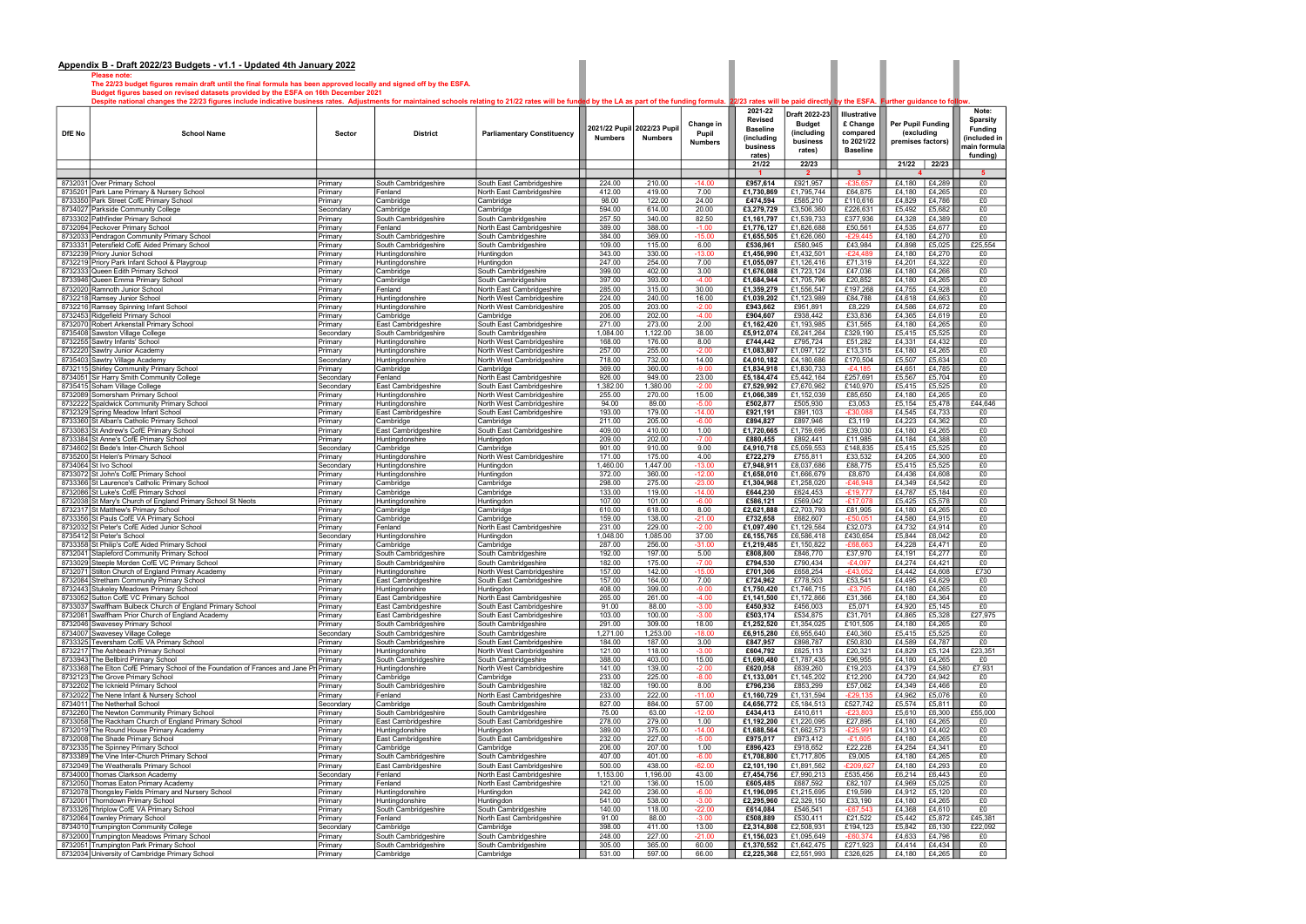## Appendix B - Draft 2022/23 Budgets - v1.1 - Updated 4th January 2022

**Please note:**

**The 22/23 budget figures remain draft until the final formula has been approved locally and signed off by the ESFA.**

**Budget figures based on revised datasets provided by the ESFA on 16th December 2021**

**Despite national changes the 22/23 figures include indicative business rates. Adjustments for maintained schools relating to 21/22 rates will be funded by the LA as part of the funding formula. 22/23 rates will be paid directly by the ESFA. Further guidance to follow.**

| DfE No | School Name | Sector | District | Parliamentary Constituency | 2021/22 Pupil Numbers | 2022/23 Pupil Numbers | Change in Pupil Numbers | 2021-22 Revised Baseline (including business rates) | Draft 2022-23 Budget (including business rates) | Illustrative £ Change compared to 2021/22 Baseline | Per Pupil Funding (excluding premises factors) | | Note: Sparsity Funding (included in main formula funding) |
|---|---|---|---|---|---|---|---|---|---|---|---|---|---|
| | | | | | | | | 21/22 | 22/23 | | 21/22 | 22/23 | |
| | | | | | | | | 1 | 2 | 3 | 4 | | 5 |
| 8732031 | Over Primary School | Primary | South Cambridgeshire | South East Cambridgeshire | 224.00 | 210.00 | -14.00 | £957,614 | £921,957 | -£35,657 | £4,180 | £4,289 | £0 |
| 8735201 | Park Lane Primary & Nursery School | Primary | Fenland | North East Cambridgeshire | 412.00 | 419.00 | 7.00 | £1,730,869 | £1,795,744 | £64,875 | £4,180 | £4,265 | £0 |
| 8733350 | Park Street CofE Primary School | Primary | Cambridge | Cambridge | 98.00 | 122.00 | 24.00 | £474,594 | £585,210 | £110,616 | £4,829 | £4,786 | £0 |
| 8734027 | Parkside Community College | Secondary | Cambridge | Cambridge | 594.00 | 614.00 | 20.00 | £3,279,729 | £3,506,360 | £226,631 | £5,492 | £5,682 | £0 |
| 8733302 | Pathfinder Primary School | Primary | South Cambridgeshire | South Cambridgeshire | 257.50 | 340.00 | 82.50 | £1,161,797 | £1,539,733 | £377,936 | £4,328 | £4,389 | £0 |
| 8732094 | Peckover Primary School | Primary | Fenland | North East Cambridgeshire | 389.00 | 388.00 | -1.00 | £1,776,127 | £1,826,688 | £50,561 | £4,535 | £4,677 | £0 |
| 8732033 | Pendragon Community Primary School | Primary | South Cambridgeshire | South Cambridgeshire | 384.00 | 369.00 | -15.00 | £1,655,505 | £1,626,060 | -£29,445 | £4,180 | £4,270 | £0 |
| 8733331 | Petersfield CofE Aided Primary School | Primary | South Cambridgeshire | South Cambridgeshire | 109.00 | 115.00 | 6.00 | £536,961 | £580,945 | £43,984 | £4,898 | £5,025 | £25,554 |
| 8732239 | Priory Junior School | Primary | Huntingdonshire | Huntingdon | 343.00 | 330.00 | -13.00 | £1,456,990 | £1,432,501 | -£24,489 | £4,180 | £4,270 | £0 |
| 8732219 | Priory Park Infant School & Playgroup | Primary | Huntingdonshire | Huntingdon | 247.00 | 254.00 | 7.00 | £1,055,097 | £1,126,416 | £71,319 | £4,201 | £4,322 | £0 |
| 8732333 | Queen Edith Primary School | Primary | Cambridge | South Cambridgeshire | 399.00 | 402.00 | 3.00 | £1,676,088 | £1,723,124 | £47,036 | £4,180 | £4,266 | £0 |
| 8733948 | Queen Emma Primary School | Primary | Cambridge | South Cambridgeshire | 397.00 | 393.00 | -4.00 | £1,684,944 | £1,705,796 | £20,852 | £4,180 | £4,265 | £0 |
| 8732020 | Ramnoth Junior School | Primary | Fenland | North East Cambridgeshire | 285.00 | 315.00 | 30.00 | £1,359,279 | £1,556,547 | £197,268 | £4,755 | £4,928 | £0 |
| 8732218 | Ramsey Junior School | Primary | Huntingdonshire | North West Cambridgeshire | 224.00 | 240.00 | 16.00 | £1,039,202 | £1,123,989 | £84,788 | £4,618 | £4,663 | £0 |
| 8732216 | Ramsey Spinning Infant School | Primary | Huntingdonshire | North West Cambridgeshire | 205.00 | 203.00 | -2.00 | £943,662 | £951,891 | £8,229 | £4,586 | £4,672 | £0 |
| 8732453 | Ridgefield Primary School | Primary | Cambridge | Cambridge | 206.00 | 202.00 | -4.00 | £904,607 | £938,442 | £33,836 | £4,365 | £4,619 | £0 |
| 8732070 | Robert Arkenstall Primary School | Primary | East Cambridgeshire | South East Cambridgeshire | 271.00 | 273.00 | 2.00 | £1,162,420 | £1,193,985 | £31,565 | £4,180 | £4,265 | £0 |
| 8735408 | Sawston Village College | Secondary | South Cambridgeshire | South Cambridgeshire | 1,084.00 | 1,122.00 | 38.00 | £5,912,074 | £6,241,264 | £329,190 | £5,415 | £5,525 | £0 |
| 8732255 | Sawtry Infants' School | Primary | Huntingdonshire | North West Cambridgeshire | 168.00 | 176.00 | 8.00 | £744,442 | £795,724 | £51,282 | £4,331 | £4,432 | £0 |
| 8732220 | Sawtry Junior Academy | Primary | Huntingdonshire | North West Cambridgeshire | 257.00 | 255.00 | -2.00 | £1,083,807 | £1,097,122 | £13,315 | £4,180 | £4,265 | £0 |
| 8735403 | Sawtry Village Academy | Secondary | Huntingdonshire | North West Cambridgeshire | 718.00 | 732.00 | 14.00 | £4,010,182 | £4,180,686 | £170,504 | £5,507 | £5,634 | £0 |
| 8732115 | Shirley Community Primary School | Primary | Cambridge | Cambridge | 369.00 | 360.00 | -9.00 | £1,834,918 | £1,830,733 | -£4,185 | £4,651 | £4,785 | £0 |
| 8734051 | Sir Harry Smith Community College | Secondary | Fenland | North East Cambridgeshire | 926.00 | 949.00 | 23.00 | £5,184,474 | £5,442,164 | £257,691 | £5,567 | £5,704 | £0 |
| 8735415 | Soham Village College | Secondary | East Cambridgeshire | South East Cambridgeshire | 1,382.00 | 1,380.00 | -2.00 | £7,529,992 | £7,670,962 | £140,970 | £5,415 | £5,525 | £0 |
| 8732089 | Somersham Primary School | Primary | Huntingdonshire | North West Cambridgeshire | 255.00 | 270.00 | 15.00 | £1,066,389 | £1,152,039 | £85,650 | £4,180 | £4,265 | £0 |
| 8732222 | Spaldwick Community Primary School | Primary | Huntingdonshire | North West Cambridgeshire | 94.00 | 89.00 | -5.00 | £502,877 | £505,930 | £3,053 | £5,154 | £5,478 | £44,646 |
| 8732329 | Spring Meadow Infant School | Primary | East Cambridgeshire | South East Cambridgeshire | 193.00 | 179.00 | -14.00 | £921,191 | £891,103 | -£30,088 | £4,545 | £4,733 | £0 |
| 8733360 | St Alban's Catholic Primary School | Primary | Cambridge | Cambridge | 211.00 | 205.00 | -6.00 | £894,827 | £897,946 | £3,119 | £4,223 | £4,362 | £0 |
| 8733083 | St Andrew's CofE Primary School | Primary | East Cambridgeshire | South East Cambridgeshire | 409.00 | 410.00 | 1.00 | £1,720,665 | £1,759,695 | £39,030 | £4,180 | £4,265 | £0 |
| 8733384 | St Anne's CofE Primary School | Primary | Huntingdonshire | Huntingdon | 209.00 | 202.00 | -7.00 | £880,455 | £892,441 | £11,985 | £4,184 | £4,388 | £0 |
| 8734602 | St Bede's Inter-Church School | Secondary | Cambridge | Cambridge | 901.00 | 910.00 | 9.00 | £4,910,718 | £5,059,553 | £148,835 | £5,415 | £5,525 | £0 |
| 8735200 | St Helen's Primary School | Primary | Huntingdonshire | North West Cambridgeshire | 171.00 | 175.00 | 4.00 | £722,279 | £755,811 | £33,532 | £4,205 | £4,300 | £0 |
| 8734064 | St Ivo School | Secondary | Huntingdonshire | Huntingdon | 1,460.00 | 1,447.00 | -13.00 | £7,948,911 | £8,037,686 | £88,775 | £5,415 | £5,525 | £0 |
| 8733072 | St John's CofE Primary School | Primary | Huntingdonshire | Huntingdon | 372.00 | 360.00 | -12.00 | £1,658,010 | £1,666,679 | £8,670 | £4,436 | £4,608 | £0 |
| 8733366 | St Laurence's Catholic Primary School | Primary | Cambridge | Cambridge | 298.00 | 275.00 | -23.00 | £1,304,968 | £1,258,020 | -£46,948 | £4,349 | £4,542 | £0 |
| 8732086 | St Luke's CofE Primary School | Primary | Cambridge | Cambridge | 133.00 | 119.00 | -14.00 | £644,230 | £624,453 | -£19,777 | £4,787 | £5,184 | £0 |
| 8732038 | St Mary's Church of England Primary School St Neots | Primary | Huntingdonshire | Huntingdon | 107.00 | 101.00 | -6.00 | £586,121 | £569,042 | -£17,078 | £5,425 | £5,578 | £0 |
| 8732317 | St Matthew's Primary School | Primary | Cambridge | Cambridge | 610.00 | 618.00 | 8.00 | £2,621,888 | £2,703,793 | £81,905 | £4,180 | £4,265 | £0 |
| 8733356 | St Pauls CofE VA Primary School | Primary | Cambridge | Cambridge | 159.00 | 138.00 | -21.00 | £732,658 | £682,607 | -£50,051 | £4,580 | £4,915 | £0 |
| 8732032 | St Peter's CofE Aided Junior School | Primary | Fenland | North East Cambridgeshire | 231.00 | 229.00 | -2.00 | £1,097,490 | £1,129,564 | £32,073 | £4,732 | £4,914 | £0 |
| 8735412 | St Peter's School | Secondary | Huntingdonshire | Huntingdon | 1,048.00 | 1,085.00 | 37.00 | £6,155,765 | £6,586,418 | £430,654 | £5,844 | £6,042 | £0 |
| 8733358 | St Philip's CofE Aided Primary School | Primary | Cambridge | Cambridge | 287.00 | 256.00 | -31.00 | £1,219,485 | £1,150,822 | -£68,663 | £4,228 | £4,471 | £0 |
| 8732041 | Stapleford Community Primary School | Primary | South Cambridgeshire | South Cambridgeshire | 192.00 | 197.00 | 5.00 | £808,800 | £846,770 | £37,970 | £4,191 | £4,277 | £0 |
| 8733029 | Steeple Morden CofE VC Primary School | Primary | South Cambridgeshire | South Cambridgeshire | 182.00 | 175.00 | -7.00 | £794,530 | £790,434 | -£4,097 | £4,274 | £4,421 | £0 |
| 8732071 | Stilton Church of England Primary Academy | Primary | Huntingdonshire | North West Cambridgeshire | 157.00 | 142.00 | -15.00 | £701,306 | £658,254 | -£43,052 | £4,442 | £4,608 | £730 |
| 8732084 | Stretham Community Primary School | Primary | East Cambridgeshire | South East Cambridgeshire | 157.00 | 164.00 | 7.00 | £724,962 | £778,503 | £53,541 | £4,495 | £4,629 | £0 |
| 8732443 | Stukeley Meadows Primary School | Primary | Huntingdonshire | Huntingdon | 408.00 | 399.00 | -9.00 | £1,750,420 | £1,746,715 | -£3,705 | £4,180 | £4,265 | £0 |
| 8733052 | Sutton CofE VC Primary School | Primary | East Cambridgeshire | North East Cambridgeshire | 265.00 | 261.00 | -4.00 | £1,141,500 | £1,172,866 | £31,366 | £4,180 | £4,364 | £0 |
| 8733037 | Swaffham Bulbeck Church of England Primary School | Primary | East Cambridgeshire | South East Cambridgeshire | 91.00 | 88.00 | -3.00 | £450,932 | £456,003 | £5,071 | £4,920 | £5,145 | £0 |
| 8732081 | Swaffham Prior Church of England Academy | Primary | East Cambridgeshire | South East Cambridgeshire | 103.00 | 100.00 | -3.00 | £503,174 | £534,875 | £31,701 | £4,865 | £5,328 | £27,975 |
| 8732046 | Swavesey Primary School | Primary | South Cambridgeshire | South Cambridgeshire | 291.00 | 309.00 | 18.00 | £1,252,520 | £1,354,025 | £101,505 | £4,180 | £4,265 | £0 |
| 8734007 | Swavesey Village College | Secondary | South Cambridgeshire | South Cambridgeshire | 1,271.00 | 1,253.00 | -18.00 | £6,915,280 | £6,955,640 | £40,360 | £5,415 | £5,525 | £0 |
| 8733325 | Teversham CofE VA Primary School | Primary | South Cambridgeshire | South East Cambridgeshire | 184.00 | 187.00 | 3.00 | £847,957 | £898,787 | £50,830 | £4,589 | £4,787 | £0 |
| 8732217 | The Ashbeach Primary School | Primary | Huntingdonshire | North West Cambridgeshire | 121.00 | 118.00 | -3.00 | £604,792 | £625,113 | £20,321 | £4,829 | £5,124 | £23,351 |
| 8733943 | The Bellbird Primary School | Primary | South Cambridgeshire | South Cambridgeshire | 388.00 | 403.00 | 15.00 | £1,690,480 | £1,787,435 | £96,955 | £4,180 | £4,265 | £0 |
| 8733368 | The Elton CofE Primary School of the Foundation of Frances and Jane Pr | Primary | Huntingdonshire | North West Cambridgeshire | 141.00 | 139.00 | -2.00 | £620,058 | £639,260 | £19,203 | £4,379 | £4,580 | £7,931 |
| 8732123 | The Grove Primary School | Primary | Cambridge | Cambridge | 233.00 | 225.00 | -8.00 | £1,133,001 | £1,145,202 | £12,200 | £4,720 | £4,942 | £0 |
| 8732202 | The Icknield Primary School | Primary | South Cambridgeshire | South Cambridgeshire | 182.00 | 190.00 | 8.00 | £796,236 | £853,299 | £57,062 | £4,349 | £4,466 | £0 |
| 8732022 | The Nene Infant & Nursery School | Primary | Fenland | North East Cambridgeshire | 233.00 | 222.00 | -11.00 | £1,160,729 | £1,131,594 | -£29,135 | £4,962 | £5,076 | £0 |
| 8734011 | The Netherhall School | Secondary | Cambridge | South Cambridgeshire | 827.00 | 884.00 | 57.00 | £4,656,772 | £5,184,513 | £527,742 | £5,574 | £5,811 | £0 |
| 8732260 | The Newton Community Primary School | Primary | South Cambridgeshire | South Cambridgeshire | 75.00 | 63.00 | -12.00 | £434,413 | £410,611 | -£23,803 | £5,610 | £6,300 | £55,000 |
| 8733058 | The Rackham Church of England Primary School | Primary | East Cambridgeshire | South East Cambridgeshire | 278.00 | 279.00 | 1.00 | £1,192,200 | £1,220,095 | £27,895 | £4,180 | £4,265 | £0 |
| 8732019 | The Round House Primary Academy | Primary | Huntingdonshire | Huntingdon | 389.00 | 375.00 | -14.00 | £1,688,564 | £1,662,573 | -£25,991 | £4,310 | £4,402 | £0 |
| 8732008 | The Shade Primary School | Primary | East Cambridgeshire | South East Cambridgeshire | 232.00 | 227.00 | -5.00 | £975,017 | £973,412 | -£1,605 | £4,180 | £4,265 | £0 |
| 8732335 | The Spinney Primary School | Primary | Cambridge | Cambridge | 206.00 | 207.00 | 1.00 | £896,423 | £918,652 | £22,228 | £4,254 | £4,341 | £0 |
| 8733389 | The Vine Inter-Church Primary School | Primary | South Cambridgeshire | South Cambridgeshire | 407.00 | 401.00 | -6.00 | £1,708,800 | £1,717,805 | £9,005 | £4,180 | £4,265 | £0 |
| 8732049 | The Weatheralls Primary School | Primary | East Cambridgeshire | South East Cambridgeshire | 500.00 | 438.00 | -62.00 | £2,101,190 | £1,891,562 | -£209,627 | £4,180 | £4,293 | £0 |
| 8734000 | Thomas Clarkson Academy | Secondary | Fenland | North East Cambridgeshire | 1,153.00 | 1,196.00 | 43.00 | £7,454,756 | £7,990,213 | £535,456 | £6,214 | £6,443 | £0 |
| 8732050 | Thomas Eaton Primary Academy | Primary | Fenland | North East Cambridgeshire | 121.00 | 136.00 | 15.00 | £605,485 | £687,592 | £82,107 | £4,969 | £5,025 | £0 |
| 8732078 | Thongsley Fields Primary and Nursery School | Primary | Huntingdonshire | Huntingdon | 242.00 | 236.00 | -6.00 | £1,196,095 | £1,215,695 | £19,599 | £4,912 | £5,120 | £0 |
| 8732001 | Thorndown Primary School | Primary | Huntingdonshire | Huntingdon | 541.00 | 538.00 | -3.00 | £2,295,960 | £2,329,150 | £33,190 | £4,180 | £4,265 | £0 |
| 8733326 | Thriplow CofE VA Primary School | Primary | South Cambridgeshire | South Cambridgeshire | 140.00 | 118.00 | -22.00 | £614,084 | £546,541 | -£67,543 | £4,368 | £4,610 | £0 |
| 8732064 | Townley Primary School | Primary | Fenland | North East Cambridgeshire | 91.00 | 88.00 | -3.00 | £508,889 | £530,411 | £21,522 | £5,442 | £5,872 | £45,381 |
| 8734010 | Trumpington Community College | Secondary | Cambridge | Cambridge | 398.00 | 411.00 | 13.00 | £2,314,808 | £2,508,931 | £194,123 | £5,842 | £6,130 | £22,092 |
| 8732000 | Trumpington Meadows Primary School | Primary | South Cambridgeshire | South Cambridgeshire | 248.00 | 227.00 | -21.00 | £1,156,023 | £1,095,649 | -£60,374 | £4,633 | £4,796 | £0 |
| 8732051 | Trumpington Park Primary School | Primary | South Cambridgeshire | South Cambridgeshire | 305.00 | 365.00 | 60.00 | £1,370,552 | £1,642,475 | £271,923 | £4,414 | £4,434 | £0 |
| 8732034 | University of Cambridge Primary School | Primary | Cambridge | Cambridge | 531.00 | 597.00 | 66.00 | £2,225,368 | £2,551,993 | £326,625 | £4,180 | £4,265 | £0 |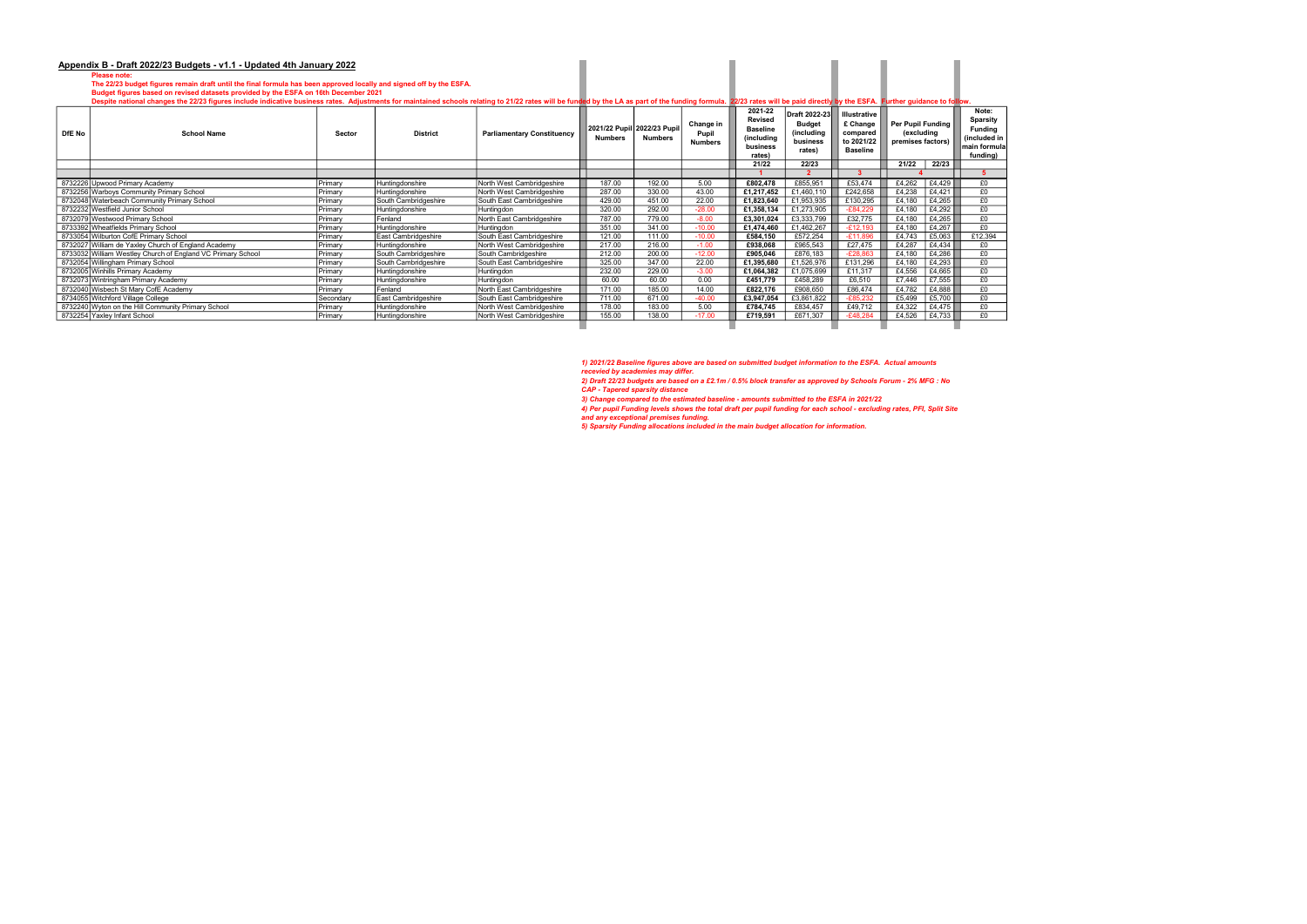## Appendix B - Draft 2022/23 Budgets - v1.1 - Updated 4th January 2022

**Please note:**

**The 22/23 budget figures remain draft until the final formula has been approved locally and signed off by the ESFA.**

**Budget figures based on revised datasets provided by the ESFA on 16th December 2021**

**Despite national changes the 22/23 figures include indicative business rates. Adjustments for maintained schools relating to 21/22 rates will be funded by the LA as part of the funding formula. 22/23 rates will be paid directly by the ESFA. Further guidance to follow.**

| DfE No | School Name | Sector | District | Parliamentary Constituency | 2021/22 Pupil Numbers | 2022/23 Pupil Numbers | Change in Pupil Numbers | 2021-22 Revised Baseline (including business rates) | Draft 2022-23 Budget (including business rates) | Illustrative £ Change compared to 2021/22 Baseline | Per Pupil Funding (excluding premises factors) | | Note: Sparsity Funding (included in main formula funding) |
|---|---|---|---|---|---|---|---|---|---|---|---|---|---|
| | | | | | | | | 21/22 | 22/23 | | 21/22 | 22/23 | |
| | | | | | | | | 1 | 2 | 3 | 4 | | 5 |
| 8732226 | Upwood Primary Academy | Primary | Huntingdonshire | North West Cambridgeshire | 187.00 | 192.00 | 5.00 | £802,478 | £855,951 | £53,474 | £4,262 | £4,429 | £0 |
| 8732256 | Warboys Community Primary School | Primary | Huntingdonshire | North West Cambridgeshire | 287.00 | 330.00 | 43.00 | £1,217,452 | £1,460,110 | £242,658 | £4,238 | £4,421 | £0 |
| 8732048 | Waterbeach Community Primary School | Primary | South Cambridgeshire | South East Cambridgeshire | 429.00 | 451.00 | 22.00 | £1,823,640 | £1,953,935 | £130,295 | £4,180 | £4,265 | £0 |
| 8732232 | Westfield Junior School | Primary | Huntingdonshire | Huntingdon | 320.00 | 292.00 | -28.00 | £1,358,134 | £1,273,905 | -£84,229 | £4,180 | £4,292 | £0 |
| 8732079 | Westwood Primary School | Primary | Fenland | North East Cambridgeshire | 787.00 | 779.00 | -8.00 | £3,301,024 | £3,333,799 | £32,775 | £4,180 | £4,265 | £0 |
| 8733392 | Wheatfields Primary School | Primary | Huntingdonshire | Huntingdon | 351.00 | 341.00 | -10.00 | £1,474,460 | £1,462,267 | -£12,193 | £4,180 | £4,267 | £0 |
| 8733054 | Wilburton CofE Primary School | Primary | East Cambridgeshire | South East Cambridgeshire | 121.00 | 111.00 | -10.00 | £584,150 | £572,254 | -£11,896 | £4,743 | £5,063 | £12,394 |
| 8732027 | William de Yaxley Church of England Academy | Primary | Huntingdonshire | North West Cambridgeshire | 217.00 | 216.00 | -1.00 | £938,068 | £965,543 | £27,475 | £4,287 | £4,434 | £0 |
| 8733032 | William Westley Church of England VC Primary School | Primary | South Cambridgeshire | South Cambridgeshire | 212.00 | 200.00 | -12.00 | £905,046 | £876,183 | -£28,863 | £4,180 | £4,286 | £0 |
| 8732054 | Willingham Primary School | Primary | South Cambridgeshire | South East Cambridgeshire | 325.00 | 347.00 | 22.00 | £1,395,680 | £1,526,976 | £131,296 | £4,180 | £4,293 | £0 |
| 8732005 | Winhills Primary Academy | Primary | Huntingdonshire | Huntingdon | 232.00 | 229.00 | -3.00 | £1,064,382 | £1,075,699 | £11,317 | £4,556 | £4,665 | £0 |
| 8732073 | Wintringham Primary Academy | Primary | Huntingdonshire | Huntingdon | 60.00 | 60.00 | 0.00 | £451,779 | £458,289 | £6,510 | £7,446 | £7,555 | £0 |
| 8732040 | Wisbech St Mary CofE Academy | Primary | Fenland | North East Cambridgeshire | 171.00 | 185.00 | 14.00 | £822,176 | £908,650 | £86,474 | £4,782 | £4,888 | £0 |
| 8734055 | Witchford Village College | Secondary | East Cambridgeshire | South East Cambridgeshire | 711.00 | 671.00 | -40.00 | £3,947,054 | £3,861,822 | -£85,232 | £5,499 | £5,700 | £0 |
| 8732240 | Wyton on the Hill Community Primary School | Primary | Huntingdonshire | North West Cambridgeshire | 178.00 | 183.00 | 5.00 | £784,745 | £834,457 | £49,712 | £4,322 | £4,475 | £0 |
| 8732254 | Yaxley Infant School | Primary | Huntingdonshire | North West Cambridgeshire | 155.00 | 138.00 | -17.00 | £719,591 | £671,307 | -£48,284 | £4,526 | £4,733 | £0 |

*1) 2021/22 Baseline figures above are based on submitted budget information to the ESFA. Actual amounts recevied by academies may differ.*

*2) Draft 22/23 budgets are based on a £2.1m / 0.5% block transfer as approved by Schools Forum - 2% MFG : No CAP - Tapered sparsity distance*

*3) Change compared to the estimated baseline - amounts submitted to the ESFA in 2021/22*

*4) Per pupil Funding levels shows the total draft per pupil funding for each school - excluding rates, PFI, Split Site and any exceptional premises funding.*

*5) Sparsity Funding allocations included in the main budget allocation for information.*